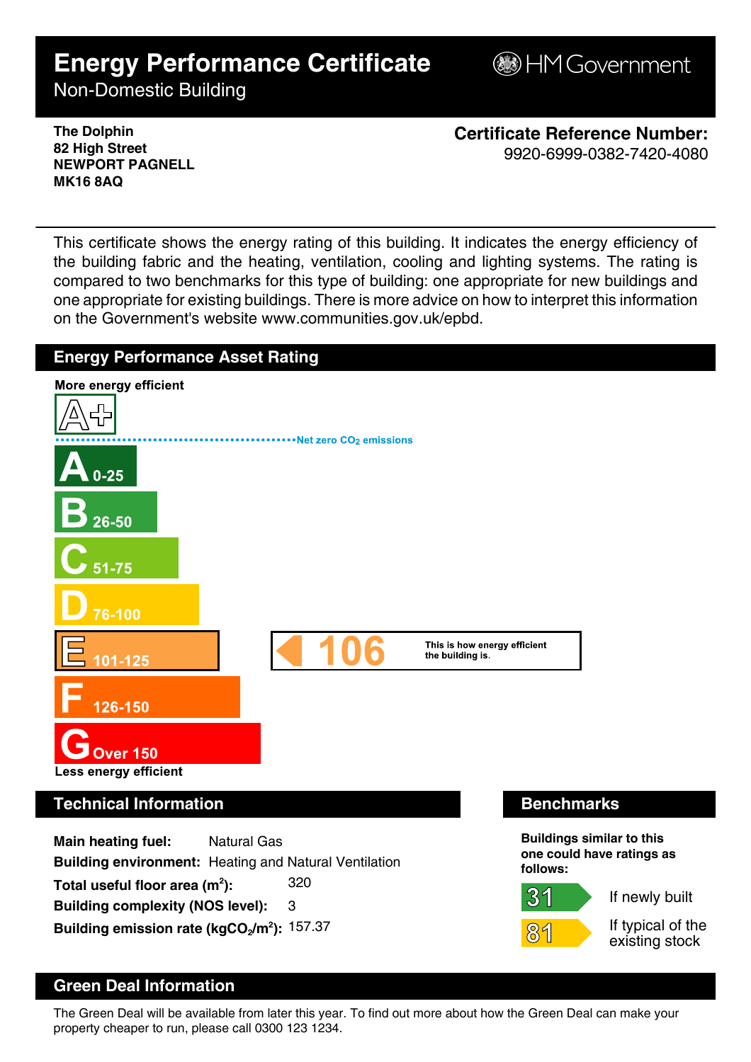# Energy Performance Certificate

Non-Domestic Building

HM Government

**The Dolphin**
**82 High Street**
**NEWPORT PAGNELL**
**MK16 8AQ**

**Certificate Reference Number:**
9920-6999-0382-7420-4080

This certificate shows the energy rating of this building. It indicates the energy efficiency of the building fabric and the heating, ventilation, cooling and lighting systems. The rating is compared to two benchmarks for this type of building: one appropriate for new buildings and one appropriate for existing buildings. There is more advice on how to interpret this information on the Government's website www.communities.gov.uk/epbd.

## Energy Performance Asset Rating

**More energy efficient**

A+

Net zero $CO_2$ emissions

- **A** 0-25
- **B** 26-50
- **C** 51-75
- **D** 76-100
- **E** 101-125
- **F** 126-150
- **G** Over 150

**Less energy efficient**

**106** This is how energy efficient the building is.

## Technical Information

**Main heating fuel:** Natural Gas
**Building environment:** Heating and Natural Ventilation
**Total useful floor area ($m^2$):** 320
**Building complexity (NOS level):** 3
**Building emission rate ($kgCO_2/m^2$):** 157.37

## Benchmarks

**Buildings similar to this one could have ratings as follows:**

**31** If newly built

**81** If typical of the existing stock

## Green Deal Information

The Green Deal will be available from later this year. To find out more about how the Green Deal can make your property cheaper to run, please call 0300 123 1234.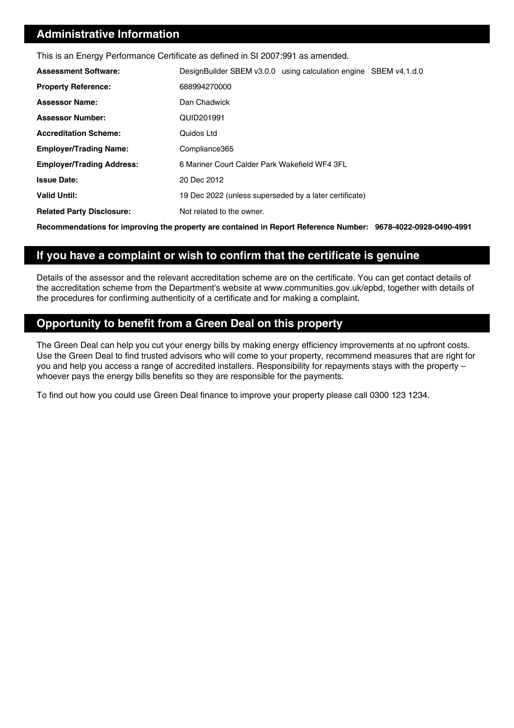## Administrative Information

This is an Energy Performance Certificate as defined in SI 2007:991 as amended.

| | |
|---|---|
| **Assessment Software:** | DesignBuilder SBEM v3.0.0 using calculation engine SBEM v4.1.d.0 |
| **Property Reference:** | 688994270000 |
| **Assessor Name:** | Dan Chadwick |
| **Assessor Number:** | QUID201991 |
| **Accreditation Scheme:** | Quidos Ltd |
| **Employer/Trading Name:** | Compliance365 |
| **Employer/Trading Address:** | 6 Mariner Court Calder Park Wakefield WF4 3FL |
| **Issue Date:** | 20 Dec 2012 |
| **Valid Until:** | 19 Dec 2022 (unless superseded by a later certificate) |
| **Related Party Disclosure:** | Not related to the owner. |

**Recommendations for improving the property are contained in Report Reference Number: 9678-4022-0928-0490-4991**

## If you have a complaint or wish to confirm that the certificate is genuine

Details of the assessor and the relevant accreditation scheme are on the certificate. You can get contact details of the accreditation scheme from the Department's website at www.communities.gov.uk/epbd, together with details of the procedures for confirming authenticity of a certificate and for making a complaint.

## Opportunity to benefit from a Green Deal on this property

The Green Deal can help you cut your energy bills by making energy efficiency improvements at no upfront costs. Use the Green Deal to find trusted advisors who will come to your property, recommend measures that are right for you and help you access a range of accredited installers. Responsibility for repayments stays with the property – whoever pays the energy bills benefits so they are responsible for the payments.

To find out how you could use Green Deal finance to improve your property please call 0300 123 1234.